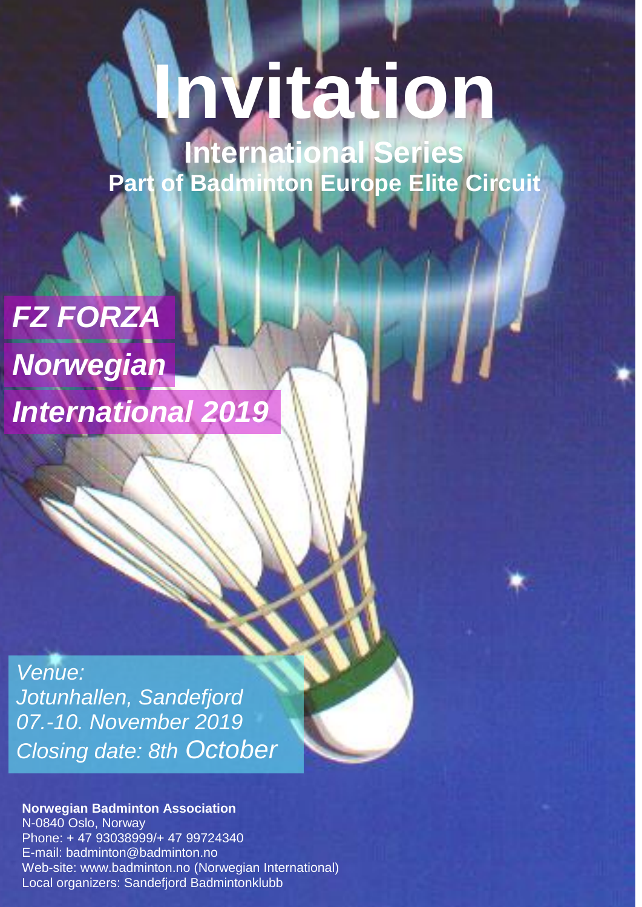# Invitation

## International Series

### Part of Badminton Europe Elite Circuit

***FZ FORZA Norwegian International 2019***

*Venue:*
*Jotunhallen, Sandefjord*
*07.-10. November 2019*
*Closing date: 8th October*

**Norwegian Badminton Association**
N-0840 Oslo, Norway
Phone: + 47 93038999/+ 47 99724340
E-mail: badminton@badminton.no
Web-site: www.badminton.no (Norwegian International)
Local organizers: Sandefjord Badmintonklubb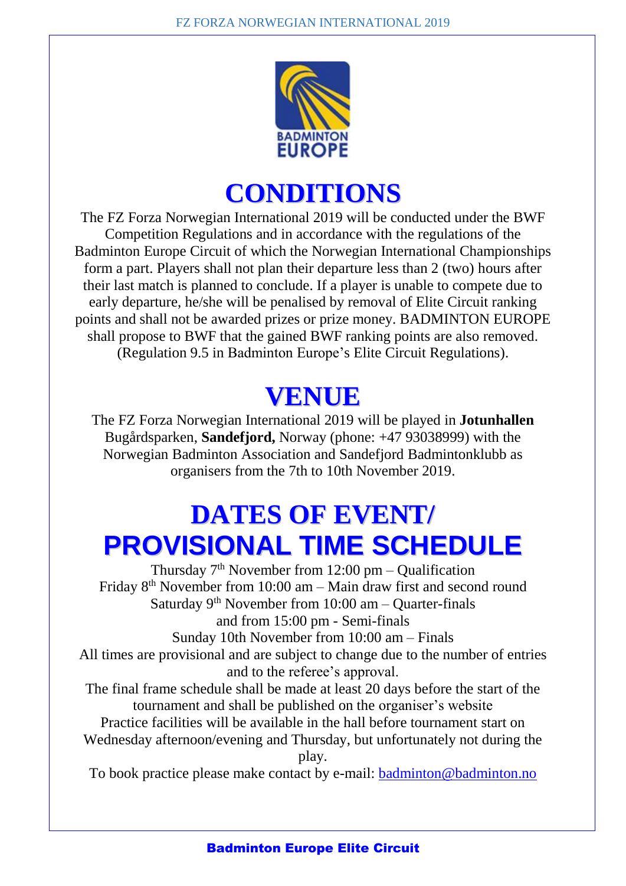# CONDITIONS

The FZ Forza Norwegian International 2019 will be conducted under the BWF Competition Regulations and in accordance with the regulations of the Badminton Europe Circuit of which the Norwegian International Championships form a part. Players shall not plan their departure less than 2 (two) hours after their last match is planned to conclude. If a player is unable to compete due to early departure, he/she will be penalised by removal of Elite Circuit ranking points and shall not be awarded prizes or prize money. BADMINTON EUROPE shall propose to BWF that the gained BWF ranking points are also removed. (Regulation 9.5 in Badminton Europe's Elite Circuit Regulations).

# VENUE

The FZ Forza Norwegian International 2019 will be played in **Jotunhallen** Bugårdsparken, **Sandefjord,** Norway (phone: +47 93038999) with the Norwegian Badminton Association and Sandefjord Badmintonklubb as organisers from the 7th to 10th November 2019.

# DATES OF EVENT/ PROVISIONAL TIME SCHEDULE

Thursday 7th November from 12:00 pm – Qualification
Friday 8th November from 10:00 am – Main draw first and second round
Saturday 9th November from 10:00 am – Quarter-finals
and from 15:00 pm - Semi-finals
Sunday 10th November from 10:00 am – Finals

All times are provisional and are subject to change due to the number of entries and to the referee's approval.

The final frame schedule shall be made at least 20 days before the start of the tournament and shall be published on the organiser's website

Practice facilities will be available in the hall before tournament start on Wednesday afternoon/evening and Thursday, but unfortunately not during the play.

To book practice please make contact by e-mail: badminton@badminton.no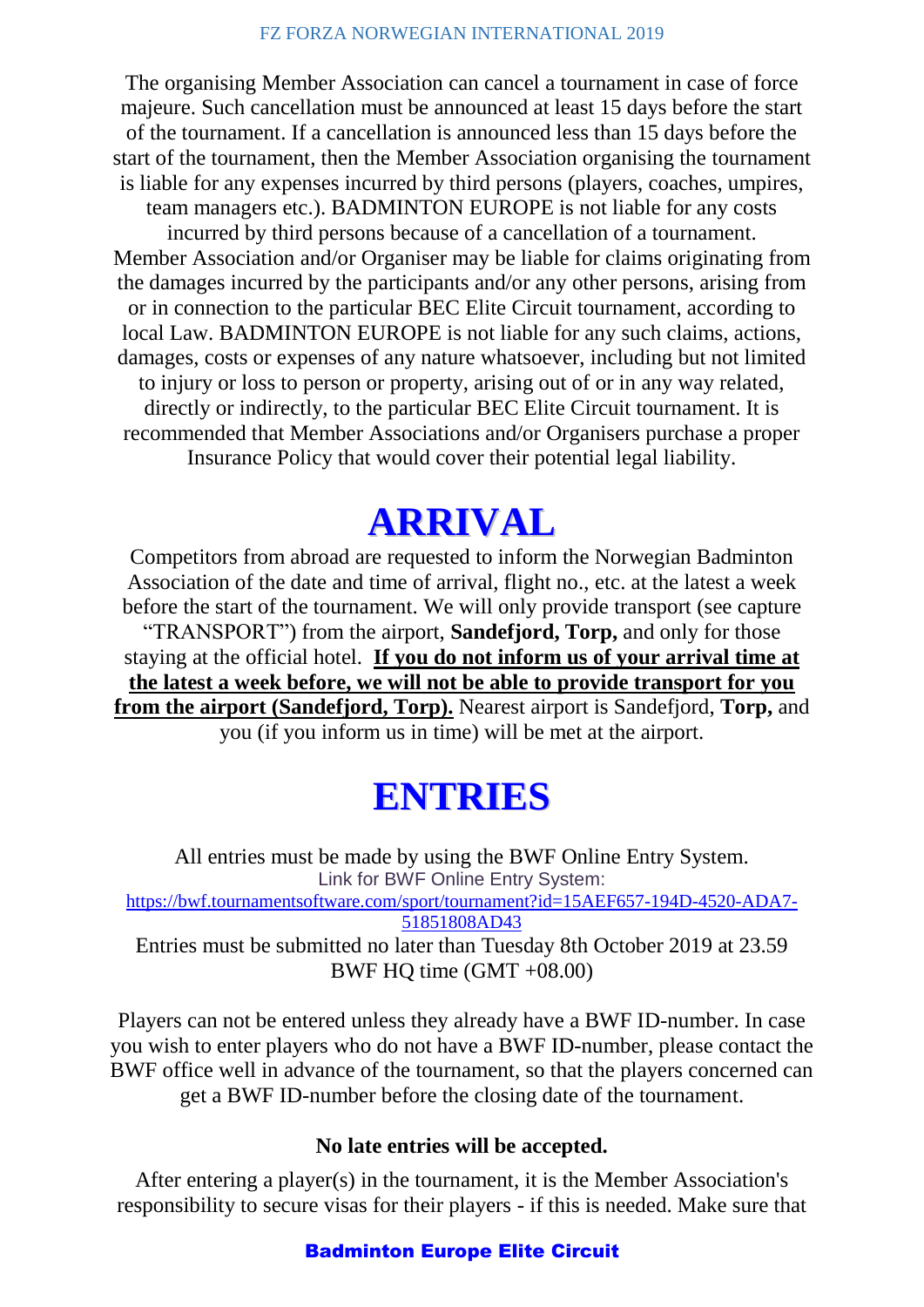The organising Member Association can cancel a tournament in case of force majeure. Such cancellation must be announced at least 15 days before the start of the tournament. If a cancellation is announced less than 15 days before the start of the tournament, then the Member Association organising the tournament is liable for any expenses incurred by third persons (players, coaches, umpires, team managers etc.). BADMINTON EUROPE is not liable for any costs incurred by third persons because of a cancellation of a tournament. Member Association and/or Organiser may be liable for claims originating from the damages incurred by the participants and/or any other persons, arising from or in connection to the particular BEC Elite Circuit tournament, according to local Law. BADMINTON EUROPE is not liable for any such claims, actions, damages, costs or expenses of any nature whatsoever, including but not limited to injury or loss to person or property, arising out of or in any way related, directly or indirectly, to the particular BEC Elite Circuit tournament. It is recommended that Member Associations and/or Organisers purchase a proper Insurance Policy that would cover their potential legal liability.

# ARRIVAL

Competitors from abroad are requested to inform the Norwegian Badminton Association of the date and time of arrival, flight no., etc. at the latest a week before the start of the tournament. We will only provide transport (see capture "TRANSPORT") from the airport, **Sandefjord, Torp,** and only for those staying at the official hotel. **If you do not inform us of your arrival time at the latest a week before, we will not be able to provide transport for you from the airport (Sandefjord, Torp).** Nearest airport is Sandefjord, **Torp,** and you (if you inform us in time) will be met at the airport.

# ENTRIES

All entries must be made by using the BWF Online Entry System.
Link for BWF Online Entry System:
https://bwf.tournamentsoftware.com/sport/tournament?id=15AEF657-194D-4520-ADA7-51851808AD43
Entries must be submitted no later than Tuesday 8th October 2019 at 23.59 BWF HQ time (GMT +08.00)

Players can not be entered unless they already have a BWF ID-number. In case you wish to enter players who do not have a BWF ID-number, please contact the BWF office well in advance of the tournament, so that the players concerned can get a BWF ID-number before the closing date of the tournament.

**No late entries will be accepted.**

After entering a player(s) in the tournament, it is the Member Association's responsibility to secure visas for their players - if this is needed. Make sure that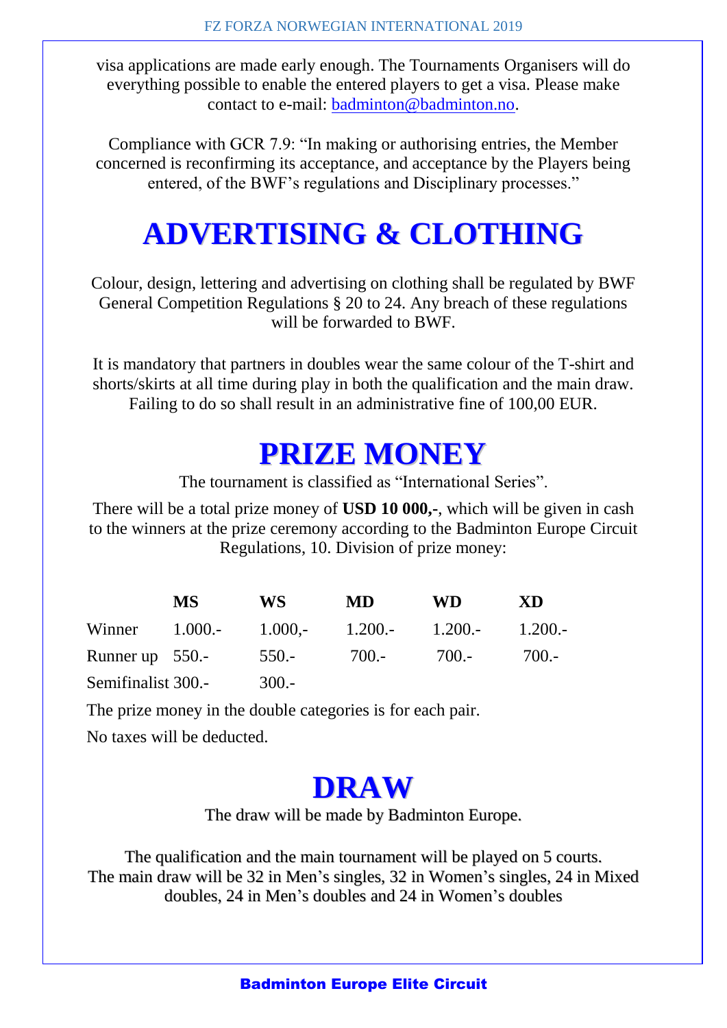visa applications are made early enough. The Tournaments Organisers will do everything possible to enable the entered players to get a visa. Please make contact to e-mail: badminton@badminton.no.

Compliance with GCR 7.9: "In making or authorising entries, the Member concerned is reconfirming its acceptance, and acceptance by the Players being entered, of the BWF's regulations and Disciplinary processes."

# ADVERTISING & CLOTHING

Colour, design, lettering and advertising on clothing shall be regulated by BWF General Competition Regulations § 20 to 24. Any breach of these regulations will be forwarded to BWF.

It is mandatory that partners in doubles wear the same colour of the T-shirt and shorts/skirts at all time during play in both the qualification and the main draw. Failing to do so shall result in an administrative fine of 100,00 EUR.

# PRIZE MONEY

The tournament is classified as "International Series".

There will be a total prize money of **USD 10 000,-**, which will be given in cash to the winners at the prize ceremony according to the Badminton Europe Circuit Regulations, 10. Division of prize money:

| | MS | WS | MD | WD | XD |
|---|---|---|---|---|---|
| Winner | 1.000.- | 1.000,- | 1.200.- | 1.200.- | 1.200.- |
| Runner up | 550.- | 550.- | 700.- | 700.- | 700.- |
| Semifinalist | 300.- | 300.- | | | |

The prize money in the double categories is for each pair.

No taxes will be deducted.

# DRAW

The draw will be made by Badminton Europe.

The qualification and the main tournament will be played on 5 courts.
The main draw will be 32 in Men's singles, 32 in Women's singles, 24 in Mixed doubles, 24 in Men's doubles and 24 in Women's doubles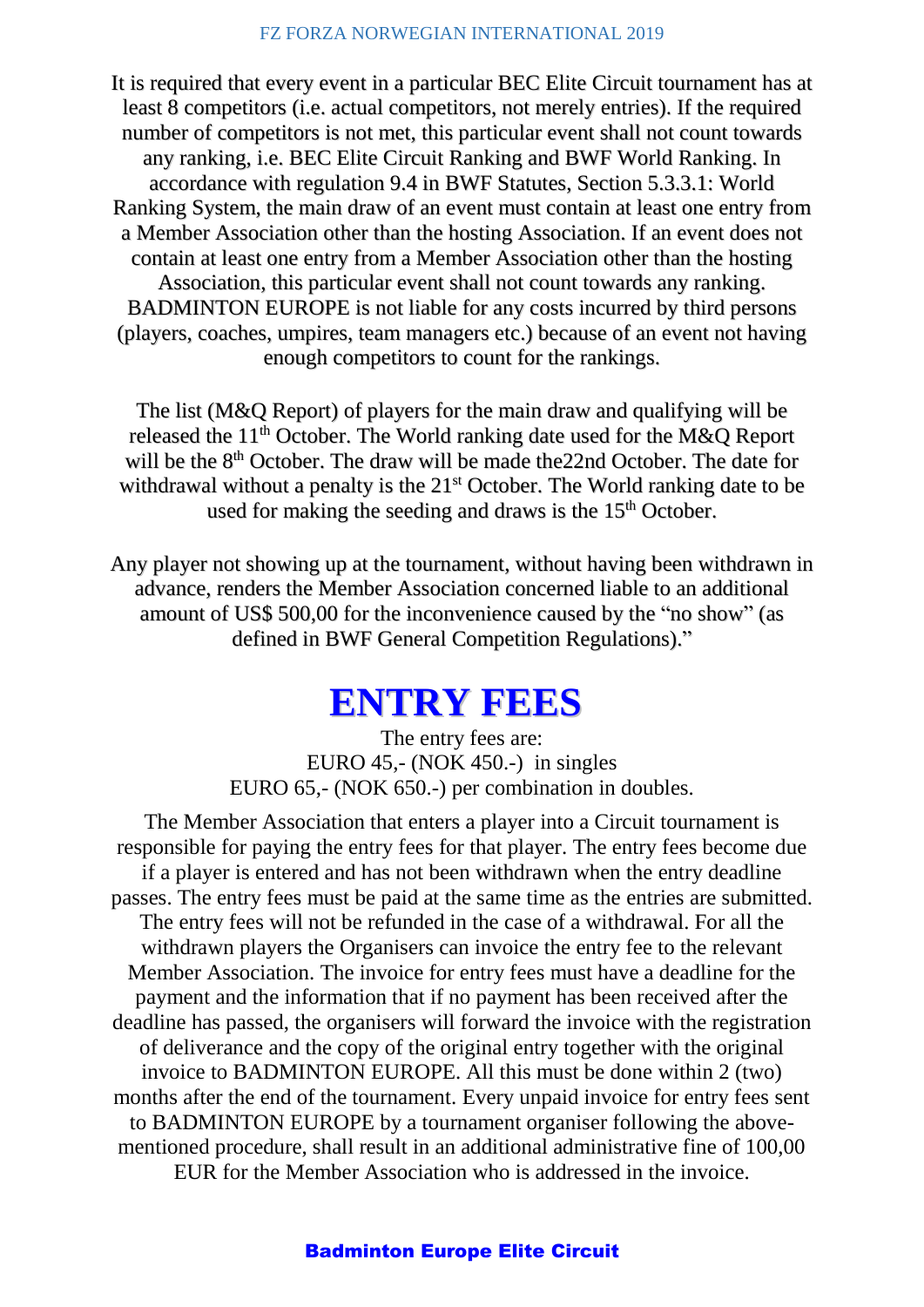It is required that every event in a particular BEC Elite Circuit tournament has at least 8 competitors (i.e. actual competitors, not merely entries). If the required number of competitors is not met, this particular event shall not count towards any ranking, i.e. BEC Elite Circuit Ranking and BWF World Ranking. In accordance with regulation 9.4 in BWF Statutes, Section 5.3.3.1: World Ranking System, the main draw of an event must contain at least one entry from a Member Association other than the hosting Association. If an event does not contain at least one entry from a Member Association other than the hosting Association, this particular event shall not count towards any ranking. BADMINTON EUROPE is not liable for any costs incurred by third persons (players, coaches, umpires, team managers etc.) because of an event not having enough competitors to count for the rankings.

The list (M&Q Report) of players for the main draw and qualifying will be released the 11th October. The World ranking date used for the M&Q Report will be the 8th October. The draw will be made the22nd October. The date for withdrawal without a penalty is the 21st October. The World ranking date to be used for making the seeding and draws is the 15th October.

Any player not showing up at the tournament, without having been withdrawn in advance, renders the Member Association concerned liable to an additional amount of US$ 500,00 for the inconvenience caused by the "no show" (as defined in BWF General Competition Regulations)."

# ENTRY FEES

The entry fees are:
EURO 45,- (NOK 450.-) in singles
EURO 65,- (NOK 650.-) per combination in doubles.

The Member Association that enters a player into a Circuit tournament is responsible for paying the entry fees for that player. The entry fees become due if a player is entered and has not been withdrawn when the entry deadline passes. The entry fees must be paid at the same time as the entries are submitted. The entry fees will not be refunded in the case of a withdrawal. For all the withdrawn players the Organisers can invoice the entry fee to the relevant Member Association. The invoice for entry fees must have a deadline for the payment and the information that if no payment has been received after the deadline has passed, the organisers will forward the invoice with the registration of deliverance and the copy of the original entry together with the original invoice to BADMINTON EUROPE. All this must be done within 2 (two) months after the end of the tournament. Every unpaid invoice for entry fees sent to BADMINTON EUROPE by a tournament organiser following the above-mentioned procedure, shall result in an additional administrative fine of 100,00 EUR for the Member Association who is addressed in the invoice.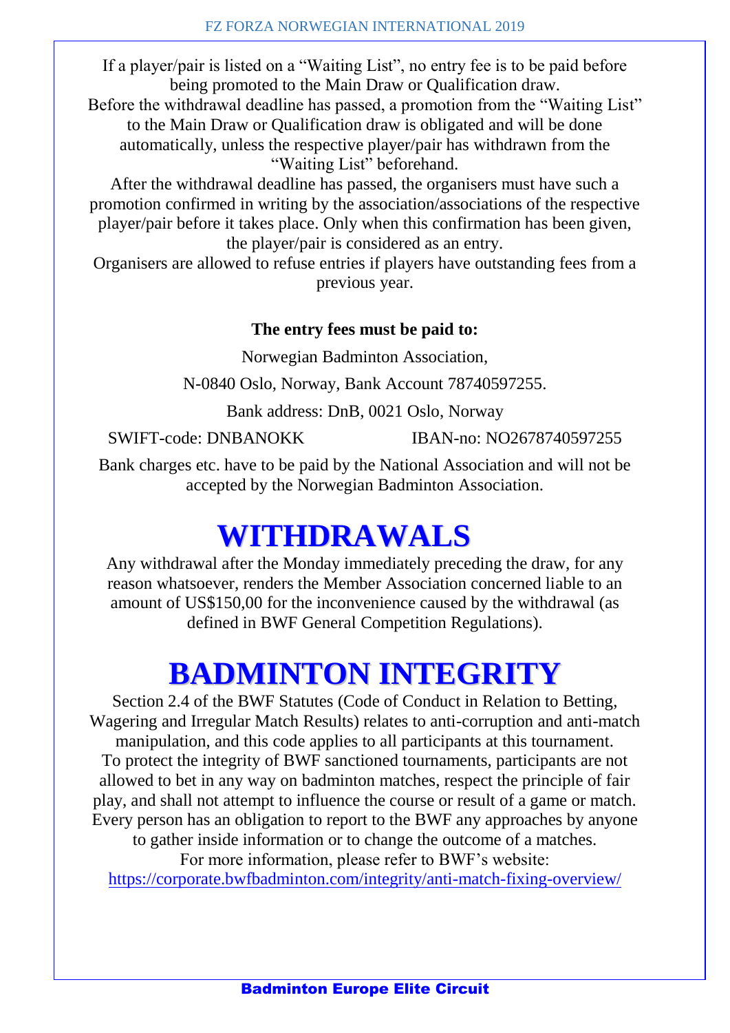If a player/pair is listed on a "Waiting List", no entry fee is to be paid before being promoted to the Main Draw or Qualification draw.

Before the withdrawal deadline has passed, a promotion from the "Waiting List" to the Main Draw or Qualification draw is obligated and will be done automatically, unless the respective player/pair has withdrawn from the "Waiting List" beforehand.

After the withdrawal deadline has passed, the organisers must have such a promotion confirmed in writing by the association/associations of the respective player/pair before it takes place. Only when this confirmation has been given, the player/pair is considered as an entry.

Organisers are allowed to refuse entries if players have outstanding fees from a previous year.

**The entry fees must be paid to:**

Norwegian Badminton Association,

N-0840 Oslo, Norway, Bank Account 78740597255.

Bank address: DnB, 0021 Oslo, Norway

SWIFT-code: DNBANOKK IBAN-no: NO2678740597255

Bank charges etc. have to be paid by the National Association and will not be accepted by the Norwegian Badminton Association.

# WITHDRAWALS

Any withdrawal after the Monday immediately preceding the draw, for any reason whatsoever, renders the Member Association concerned liable to an amount of US$150,00 for the inconvenience caused by the withdrawal (as defined in BWF General Competition Regulations).

# BADMINTON INTEGRITY

Section 2.4 of the BWF Statutes (Code of Conduct in Relation to Betting, Wagering and Irregular Match Results) relates to anti-corruption and anti-match manipulation, and this code applies to all participants at this tournament.

To protect the integrity of BWF sanctioned tournaments, participants are not allowed to bet in any way on badminton matches, respect the principle of fair play, and shall not attempt to influence the course or result of a game or match.

Every person has an obligation to report to the BWF any approaches by anyone to gather inside information or to change the outcome of a matches.

For more information, please refer to BWF's website:

https://corporate.bwfbadminton.com/integrity/anti-match-fixing-overview/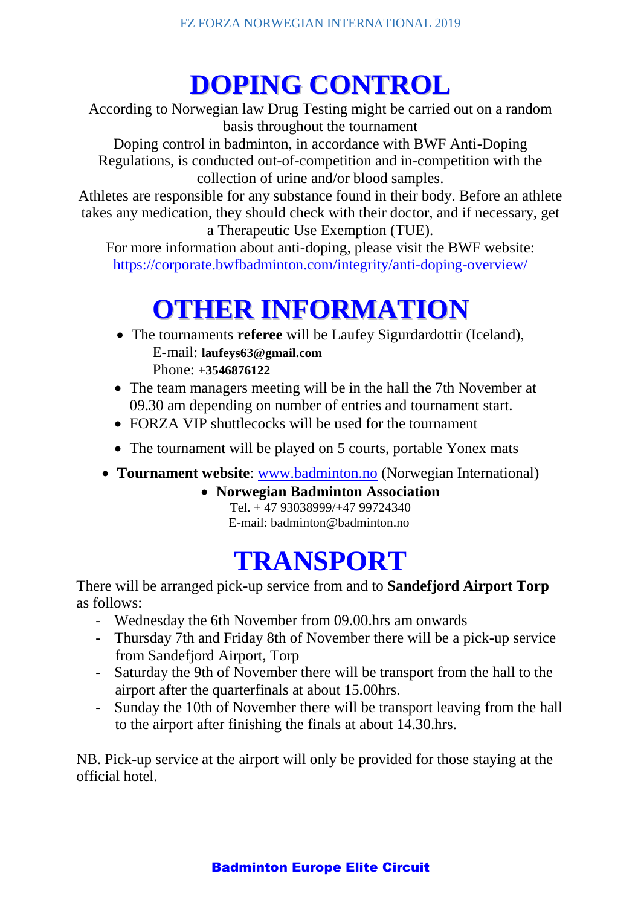# DOPING CONTROL

According to Norwegian law Drug Testing might be carried out on a random basis throughout the tournament

Doping control in badminton, in accordance with BWF Anti-Doping Regulations, is conducted out-of-competition and in-competition with the collection of urine and/or blood samples.

Athletes are responsible for any substance found in their body. Before an athlete takes any medication, they should check with their doctor, and if necessary, get a Therapeutic Use Exemption (TUE).

For more information about anti-doping, please visit the BWF website: https://corporate.bwfbadminton.com/integrity/anti-doping-overview/

# OTHER INFORMATION

- The tournaments **referee** will be Laufey Sigurdardottir (Iceland),
  E-mail: **laufeys63@gmail.com**
  Phone: **+3546876122**
- The team managers meeting will be in the hall the 7th November at 09.30 am depending on number of entries and tournament start.
- FORZA VIP shuttlecocks will be used for the tournament
- The tournament will be played on 5 courts, portable Yonex mats
- **Tournament website**: www.badminton.no (Norwegian International)
- **Norwegian Badminton Association**
  Tel. + 47 93038999/+47 99724340
  E-mail: badminton@badminton.no

# TRANSPORT

There will be arranged pick-up service from and to **Sandefjord Airport Torp** as follows:

- Wednesday the 6th November from 09.00.hrs am onwards
- Thursday 7th and Friday 8th of November there will be a pick-up service from Sandefjord Airport, Torp
- Saturday the 9th of November there will be transport from the hall to the airport after the quarterfinals at about 15.00hrs.
- Sunday the 10th of November there will be transport leaving from the hall to the airport after finishing the finals at about 14.30.hrs.

NB. Pick-up service at the airport will only be provided for those staying at the official hotel.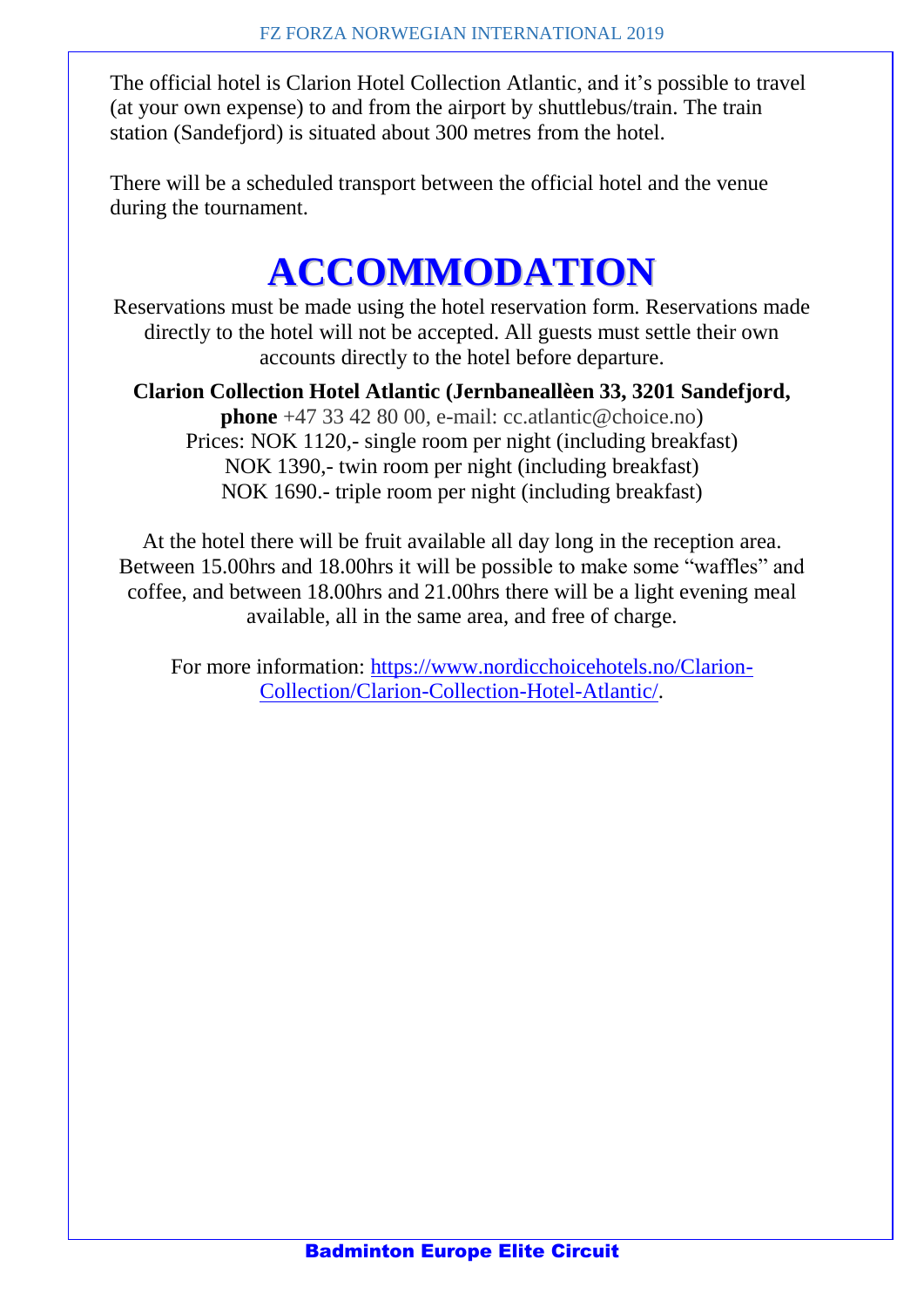The official hotel is Clarion Hotel Collection Atlantic, and it's possible to travel (at your own expense) to and from the airport by shuttlebus/train. The train station (Sandefjord) is situated about 300 metres from the hotel.

There will be a scheduled transport between the official hotel and the venue during the tournament.

# ACCOMMODATION

Reservations must be made using the hotel reservation form. Reservations made directly to the hotel will not be accepted. All guests must settle their own accounts directly to the hotel before departure.

**Clarion Collection Hotel Atlantic (Jernbaneallèen 33, 3201 Sandefjord, phone** +47 33 42 80 00, e-mail: cc.atlantic@choice.no)
Prices: NOK 1120,- single room per night (including breakfast)
NOK 1390,- twin room per night (including breakfast)
NOK 1690.- triple room per night (including breakfast)

At the hotel there will be fruit available all day long in the reception area. Between 15.00hrs and 18.00hrs it will be possible to make some "waffles" and coffee, and between 18.00hrs and 21.00hrs there will be a light evening meal available, all in the same area, and free of charge.

For more information: [https://www.nordicchoicehotels.no/Clarion-Collection/Clarion-Collection-Hotel-Atlantic/](https://www.nordicchoicehotels.no/Clarion-Collection/Clarion-Collection-Hotel-Atlantic/).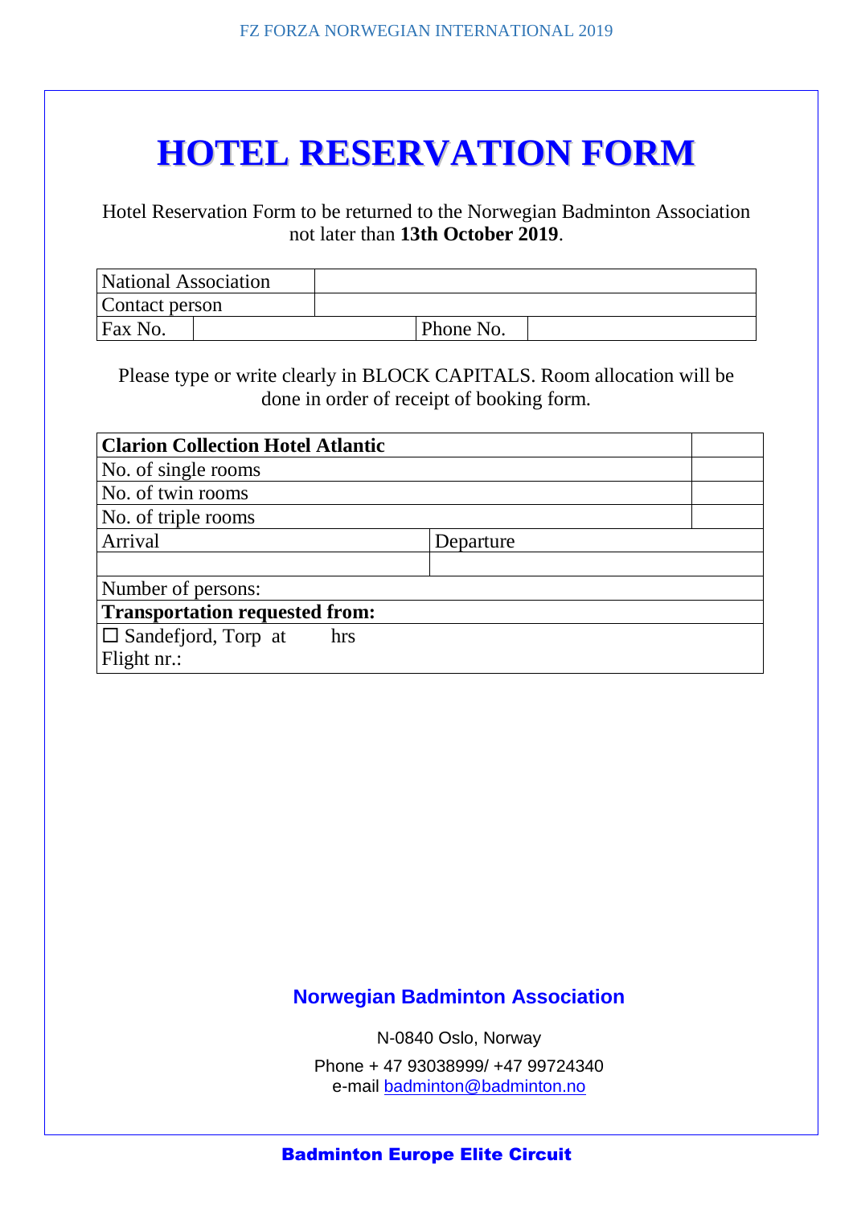# HOTEL RESERVATION FORM

Hotel Reservation Form to be returned to the Norwegian Badminton Association not later than **13th October 2019**.

| | | | |
|---|---|---|---|
| National Association | | | |
| Contact person | | | |
| Fax No. | | Phone No. | |

Please type or write clearly in BLOCK CAPITALS. Room allocation will be done in order of receipt of booking form.

| | | |
|---|---|---|
| **Clarion Collection Hotel Atlantic** | | |
| No. of single rooms | | |
| No. of twin rooms | | |
| No. of triple rooms | | |
| Arrival | Departure | |
| | | |
| Number of persons: | | |
| **Transportation requested from:** | | |
| ☐ Sandefjord, Torp at hrs<br>Flight nr.: | | |

**Norwegian Badminton Association**

N-0840 Oslo, Norway

Phone + 47 93038999/ +47 99724340
e-mail badminton@badminton.no

**Badminton Europe Elite Circuit**